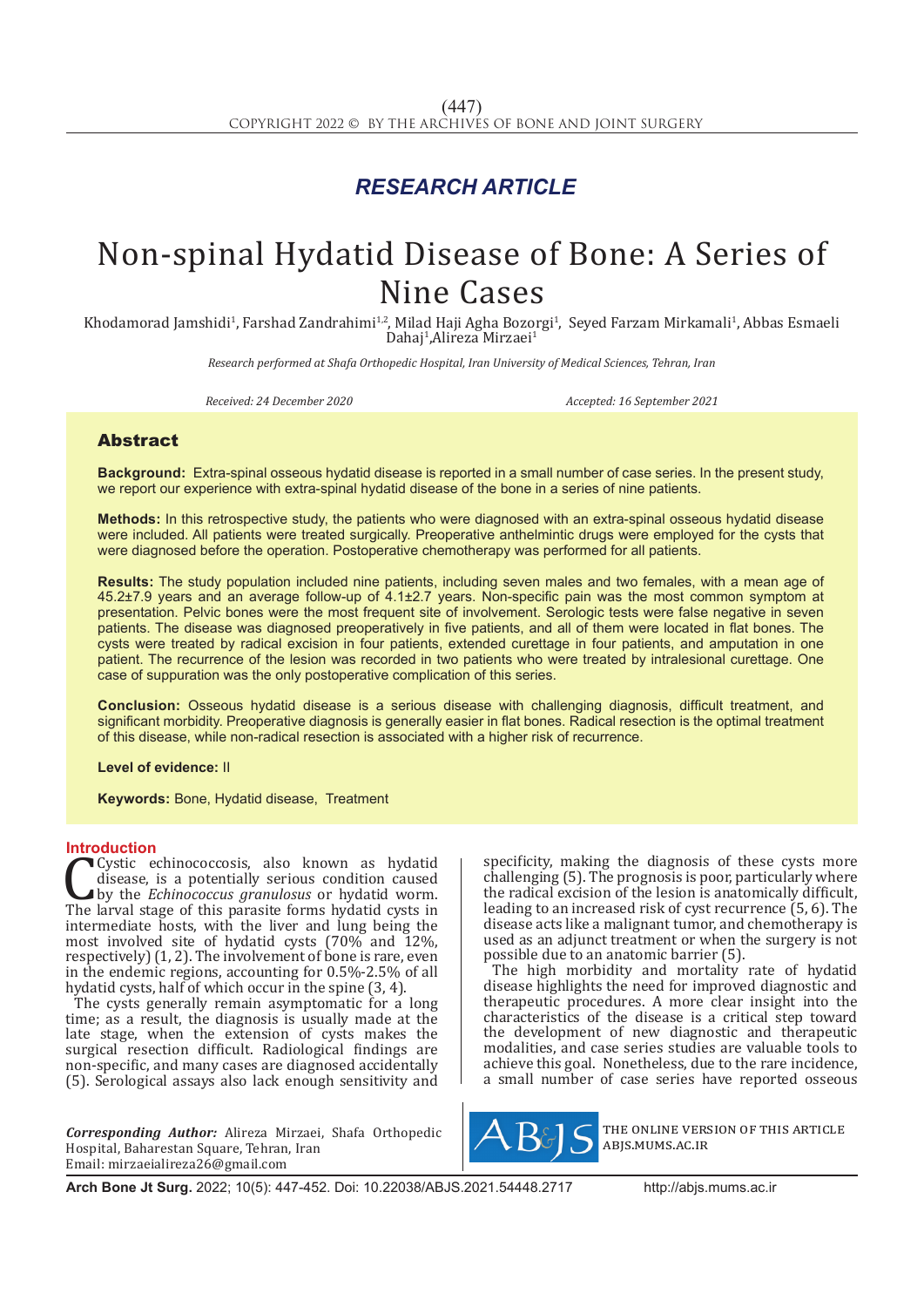*RESEARCH ARTICLE*

# Non-spinal Hydatid Disease of Bone: A Series of Nine Cases

Khodamorad Jamshidi[1], Farshad Zandrahimi[1,2], Milad Haji Agha Bozorgi[1], Seyed Farzam Mirkamali[1], Abbas Esmaeli Dahaj[1], Alireza Mirzaei[1]

*Research performed at Shafa Orthopedic Hospital, Iran University of Medical Sciences, Tehran, Iran*

*Received: 24 December 2020* *Accepted: 16 September 2021*

## Abstract

**Background:** Extra-spinal osseous hydatid disease is reported in a small number of case series. In the present study, we report our experience with extra-spinal hydatid disease of the bone in a series of nine patients.

**Methods:** In this retrospective study, the patients who were diagnosed with an extra-spinal osseous hydatid disease were included. All patients were treated surgically. Preoperative anthelmintic drugs were employed for the cysts that were diagnosed before the operation. Postoperative chemotherapy was performed for all patients.

**Results:** The study population included nine patients, including seven males and two females, with a mean age of 45.2±7.9 years and an average follow-up of 4.1±2.7 years. Non-specific pain was the most common symptom at presentation. Pelvic bones were the most frequent site of involvement. Serologic tests were false negative in seven patients. The disease was diagnosed preoperatively in five patients, and all of them were located in flat bones. The cysts were treated by radical excision in four patients, extended curettage in four patients, and amputation in one patient. The recurrence of the lesion was recorded in two patients who were treated by intralesional curettage. One case of suppuration was the only postoperative complication of this series.

**Conclusion:** Osseous hydatid disease is a serious disease with challenging diagnosis, difficult treatment, and significant morbidity. Preoperative diagnosis is generally easier in flat bones. Radical resection is the optimal treatment of this disease, while non-radical resection is associated with a higher risk of recurrence.

**Level of evidence:** II

**Keywords:** Bone, Hydatid disease, Treatment

## Introduction

Cystic echinococcosis, also known as hydatid disease, is a potentially serious condition caused by the *Echinococcus granulosus* or hydatid worm. The larval stage of this parasite forms hydatid cysts in intermediate hosts, with the liver and lung being the most involved site of hydatid cysts (70% and 12%, respectively) (1, 2). The involvement of bone is rare, even in the endemic regions, accounting for 0.5%-2.5% of all hydatid cysts, half of which occur in the spine (3, 4).

The cysts generally remain asymptomatic for a long time; as a result, the diagnosis is usually made at the late stage, when the extension of cysts makes the surgical resection difficult. Radiological findings are non-specific, and many cases are diagnosed accidentally (5). Serological assays also lack enough sensitivity and specificity, making the diagnosis of these cysts more challenging (5). The prognosis is poor, particularly where the radical excision of the lesion is anatomically difficult, leading to an increased risk of cyst recurrence (5, 6). The disease acts like a malignant tumor, and chemotherapy is used as an adjunct treatment or when the surgery is not possible due to an anatomic barrier (5).

The high morbidity and mortality rate of hydatid disease highlights the need for improved diagnostic and therapeutic procedures. A more clear insight into the characteristics of the disease is a critical step toward the development of new diagnostic and therapeutic modalities, and case series studies are valuable tools to achieve this goal. Nonetheless, due to the rare incidence, a small number of case series have reported osseous

***Corresponding Author:*** Alireza Mirzaei, Shafa Orthopedic Hospital, Baharestan Square, Tehran, Iran
Email: mirzaeialireza26@gmail.com

THE ONLINE VERSION OF THIS ARTICLE ABJS.MUMS.AC.IR

**Arch Bone Jt Surg.** 2022; 10(5): 447-452. Doi: 10.22038/ABJS.2021.54448.2717 http://abjs.mums.ac.ir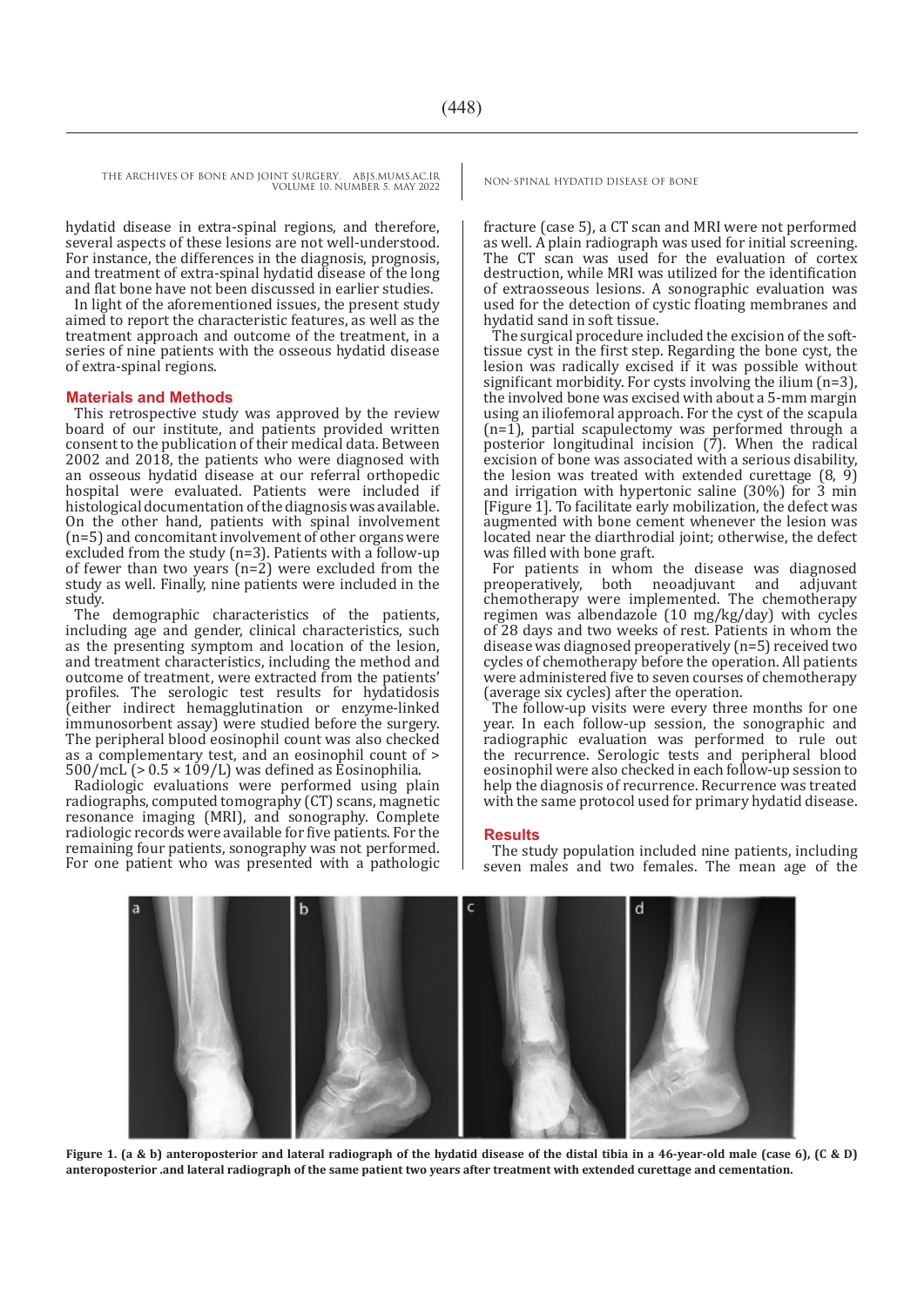hydatid disease in extra-spinal regions, and therefore, several aspects of these lesions are not well-understood. For instance, the differences in the diagnosis, prognosis, and treatment of extra-spinal hydatid disease of the long and flat bone have not been discussed in earlier studies.

In light of the aforementioned issues, the present study aimed to report the characteristic features, as well as the treatment approach and outcome of the treatment, in a series of nine patients with the osseous hydatid disease of extra-spinal regions.

## Materials and Methods

This retrospective study was approved by the review board of our institute, and patients provided written consent to the publication of their medical data. Between 2002 and 2018, the patients who were diagnosed with an osseous hydatid disease at our referral orthopedic hospital were evaluated. Patients were included if histological documentation of the diagnosis was available. On the other hand, patients with spinal involvement (n=5) and concomitant involvement of other organs were excluded from the study (n=3). Patients with a follow-up of fewer than two years (n=2) were excluded from the study as well. Finally, nine patients were included in the study.

The demographic characteristics of the patients, including age and gender, clinical characteristics, such as the presenting symptom and location of the lesion, and treatment characteristics, including the method and outcome of treatment, were extracted from the patients' profiles. The serologic test results for hydatidosis (either indirect hemagglutination or enzyme-linked immunosorbent assay) were studied before the surgery. The peripheral blood eosinophil count was also checked as a complementary test, and an eosinophil count of > 500/mcL (> 0.5 × 109/L) was defined as Eosinophilia.

Radiologic evaluations were performed using plain radiographs, computed tomography (CT) scans, magnetic resonance imaging (MRI), and sonography. Complete radiologic records were available for five patients. For the remaining four patients, sonography was not performed. For one patient who was presented with a pathologic fracture (case 5), a CT scan and MRI were not performed as well. A plain radiograph was used for initial screening. The CT scan was used for the evaluation of cortex destruction, while MRI was utilized for the identification of extraosseous lesions. A sonographic evaluation was used for the detection of cystic floating membranes and hydatid sand in soft tissue.

The surgical procedure included the excision of the soft-tissue cyst in the first step. Regarding the bone cyst, the lesion was radically excised if it was possible without significant morbidity. For cysts involving the ilium (n=3), the involved bone was excised with about a 5-mm margin using an iliofemoral approach. For the cyst of the scapula (n=1), partial scapulectomy was performed through a posterior longitudinal incision (7). When the radical excision of bone was associated with a serious disability, the lesion was treated with extended curettage (8, 9) and irrigation with hypertonic saline (30%) for 3 min [Figure 1]. To facilitate early mobilization, the defect was augmented with bone cement whenever the lesion was located near the diarthrodial joint; otherwise, the defect was filled with bone graft.

For patients in whom the disease was diagnosed preoperatively, both neoadjuvant and adjuvant chemotherapy were implemented. The chemotherapy regimen was albendazole (10 mg/kg/day) with cycles of 28 days and two weeks of rest. Patients in whom the disease was diagnosed preoperatively (n=5) received two cycles of chemotherapy before the operation. All patients were administered five to seven courses of chemotherapy (average six cycles) after the operation.

The follow-up visits were every three months for one year. In each follow-up session, the sonographic and radiographic evaluation was performed to rule out the recurrence. Serologic tests and peripheral blood eosinophil were also checked in each follow-up session to help the diagnosis of recurrence. Recurrence was treated with the same protocol used for primary hydatid disease.

## Results

The study population included nine patients, including seven males and two females. The mean age of the

**Figure 1. (a & b) anteroposterior and lateral radiograph of the hydatid disease of the distal tibia in a 46-year-old male (case 6), (C & D) anteroposterior .and lateral radiograph of the same patient two years after treatment with extended curettage and cementation.**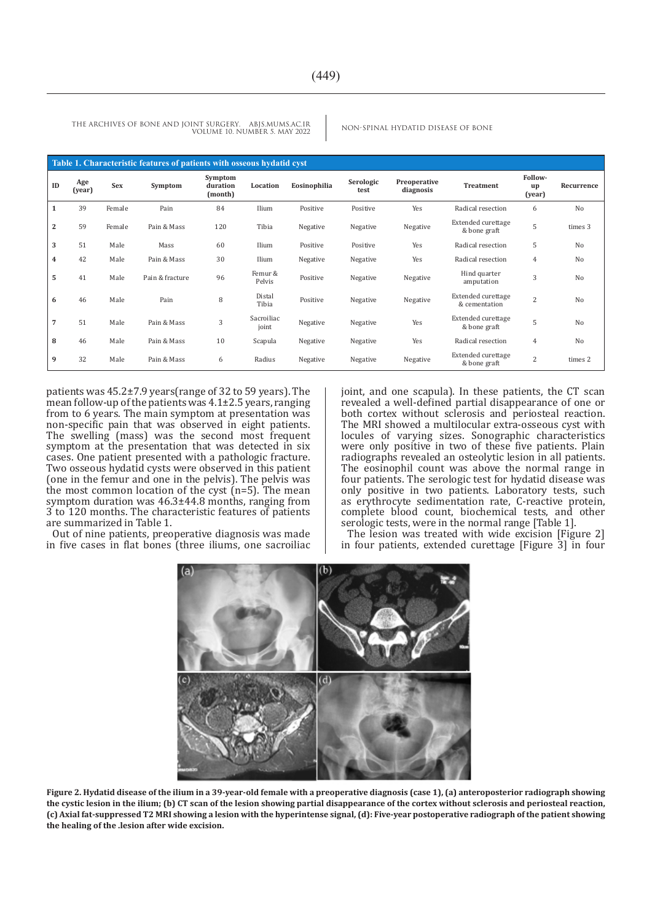**Table 1. Characteristic features of patients with osseous hydatid cyst**

| ID | Age (year) | Sex | Symptom | Symptom duration (month) | Location | Eosinophilia | Serologic test | Preoperative diagnosis | Treatment | Follow-up (year) | Recurrence |
|---|---|---|---|---|---|---|---|---|---|---|---|
| 1 | 39 | Female | Pain | 84 | Ilium | Positive | Positive | Yes | Radical resection | 6 | No |
| 2 | 59 | Female | Pain & Mass | 120 | Tibia | Negative | Negative | Negative | Extended curettage & bone graft | 5 | times 3 |
| 3 | 51 | Male | Mass | 60 | Ilium | Positive | Positive | Yes | Radical resection | 5 | No |
| 4 | 42 | Male | Pain & Mass | 30 | Ilium | Negative | Negative | Yes | Radical resection | 4 | No |
| 5 | 41 | Male | Pain & fracture | 96 | Femur & Pelvis | Positive | Negative | Negative | Hind quarter amputation | 3 | No |
| 6 | 46 | Male | Pain | 8 | Distal Tibia | Positive | Negative | Negative | Extended curettage & cementation | 2 | No |
| 7 | 51 | Male | Pain & Mass | 3 | Sacroiliac joint | Negative | Negative | Yes | Extended curettage & bone graft | 5 | No |
| 8 | 46 | Male | Pain & Mass | 10 | Scapula | Negative | Negative | Yes | Radical resection | 4 | No |
| 9 | 32 | Male | Pain & Mass | 6 | Radius | Negative | Negative | Negative | Extended curettage & bone graft | 2 | times 2 |

patients was 45.2±7.9 years(range of 32 to 59 years). The mean follow-up of the patients was 4.1±2.5 years, ranging from to 6 years. The main symptom at presentation was non-specific pain that was observed in eight patients. The swelling (mass) was the second most frequent symptom at the presentation that was detected in six cases. One patient presented with a pathologic fracture. Two osseous hydatid cysts were observed in this patient (one in the femur and one in the pelvis). The pelvis was the most common location of the cyst (n=5). The mean symptom duration was 46.3±44.8 months, ranging from 3 to 120 months. The characteristic features of patients are summarized in Table 1.

Out of nine patients, preoperative diagnosis was made in five cases in flat bones (three iliums, one sacroiliac joint, and one scapula). In these patients, the CT scan revealed a well-defined partial disappearance of one or both cortex without sclerosis and periosteal reaction. The MRI showed a multilocular extra-osseous cyst with locules of varying sizes. Sonographic characteristics were only positive in two of these five patients. Plain radiographs revealed an osteolytic lesion in all patients. The eosinophil count was above the normal range in four patients. The serologic test for hydatid disease was only positive in two patients. Laboratory tests, such as erythrocyte sedimentation rate, C-reactive protein, complete blood count, biochemical tests, and other serologic tests, were in the normal range [Table 1].

The lesion was treated with wide excision [Figure 2] in four patients, extended curettage [Figure 3] in four

**Figure 2. Hydatid disease of the ilium in a 39-year-old female with a preoperative diagnosis (case 1), (a) anteroposterior radiograph showing the cystic lesion in the ilium; (b) CT scan of the lesion showing partial disappearance of the cortex without sclerosis and periosteal reaction, (c) Axial fat-suppressed T2 MRI showing a lesion with the hyperintense signal, (d): Five-year postoperative radiograph of the patient showing the healing of the .lesion after wide excision.**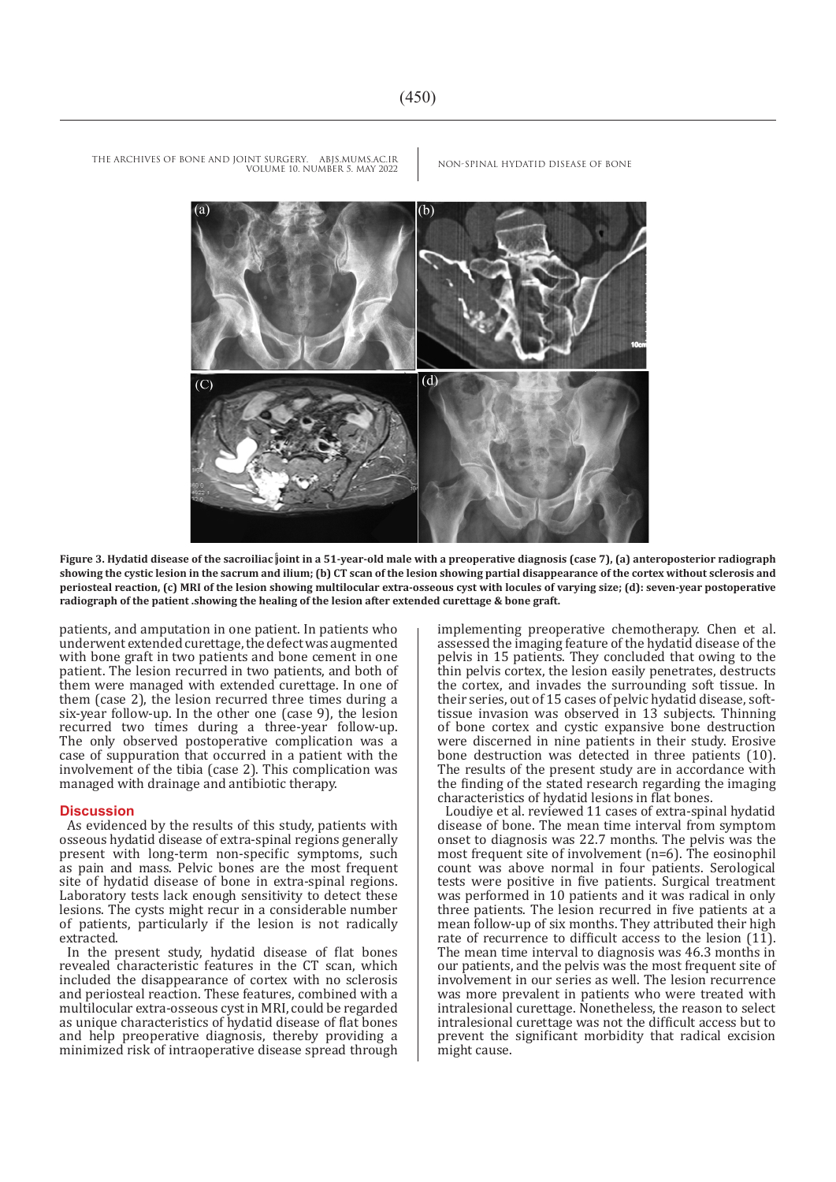**Figure 3. Hydatid disease of the sacroiliac joint in a 51-year-old male with a preoperative diagnosis (case 7), (a) anteroposterior radiograph showing the cystic lesion in the sacrum and ilium; (b) CT scan of the lesion showing partial disappearance of the cortex without sclerosis and periosteal reaction, (c) MRI of the lesion showing multilocular extra-osseous cyst with locules of varying size; (d): seven-year postoperative radiograph of the patient .showing the healing of the lesion after extended curettage & bone graft.**

patients, and amputation in one patient. In patients who underwent extended curettage, the defect was augmented with bone graft in two patients and bone cement in one patient. The lesion recurred in two patients, and both of them were managed with extended curettage. In one of them (case 2), the lesion recurred three times during a six-year follow-up. In the other one (case 9), the lesion recurred two times during a three-year follow-up. The only observed postoperative complication was a case of suppuration that occurred in a patient with the involvement of the tibia (case 2). This complication was managed with drainage and antibiotic therapy.

## Discussion

As evidenced by the results of this study, patients with osseous hydatid disease of extra-spinal regions generally present with long-term non-specific symptoms, such as pain and mass. Pelvic bones are the most frequent site of hydatid disease of bone in extra-spinal regions. Laboratory tests lack enough sensitivity to detect these lesions. The cysts might recur in a considerable number of patients, particularly if the lesion is not radically extracted.

In the present study, hydatid disease of flat bones revealed characteristic features in the CT scan, which included the disappearance of cortex with no sclerosis and periosteal reaction. These features, combined with a multilocular extra-osseous cyst in MRI, could be regarded as unique characteristics of hydatid disease of flat bones and help preoperative diagnosis, thereby providing a minimized risk of intraoperative disease spread through implementing preoperative chemotherapy. Chen et al. assessed the imaging feature of the hydatid disease of the pelvis in 15 patients. They concluded that owing to the thin pelvis cortex, the lesion easily penetrates, destructs the cortex, and invades the surrounding soft tissue. In their series, out of 15 cases of pelvic hydatid disease, soft-tissue invasion was observed in 13 subjects. Thinning of bone cortex and cystic expansive bone destruction were discerned in nine patients in their study. Erosive bone destruction was detected in three patients (10). The results of the present study are in accordance with the finding of the stated research regarding the imaging characteristics of hydatid lesions in flat bones.

Loudiye et al. reviewed 11 cases of extra-spinal hydatid disease of bone. The mean time interval from symptom onset to diagnosis was 22.7 months. The pelvis was the most frequent site of involvement (n=6). The eosinophil count was above normal in four patients. Serological tests were positive in five patients. Surgical treatment was performed in 10 patients and it was radical in only three patients. The lesion recurred in five patients at a mean follow-up of six months. They attributed their high rate of recurrence to difficult access to the lesion (11). The mean time interval to diagnosis was 46.3 months in our patients, and the pelvis was the most frequent site of involvement in our series as well. The lesion recurrence was more prevalent in patients who were treated with intralesional curettage. Nonetheless, the reason to select intralesional curettage was not the difficult access but to prevent the significant morbidity that radical excision might cause.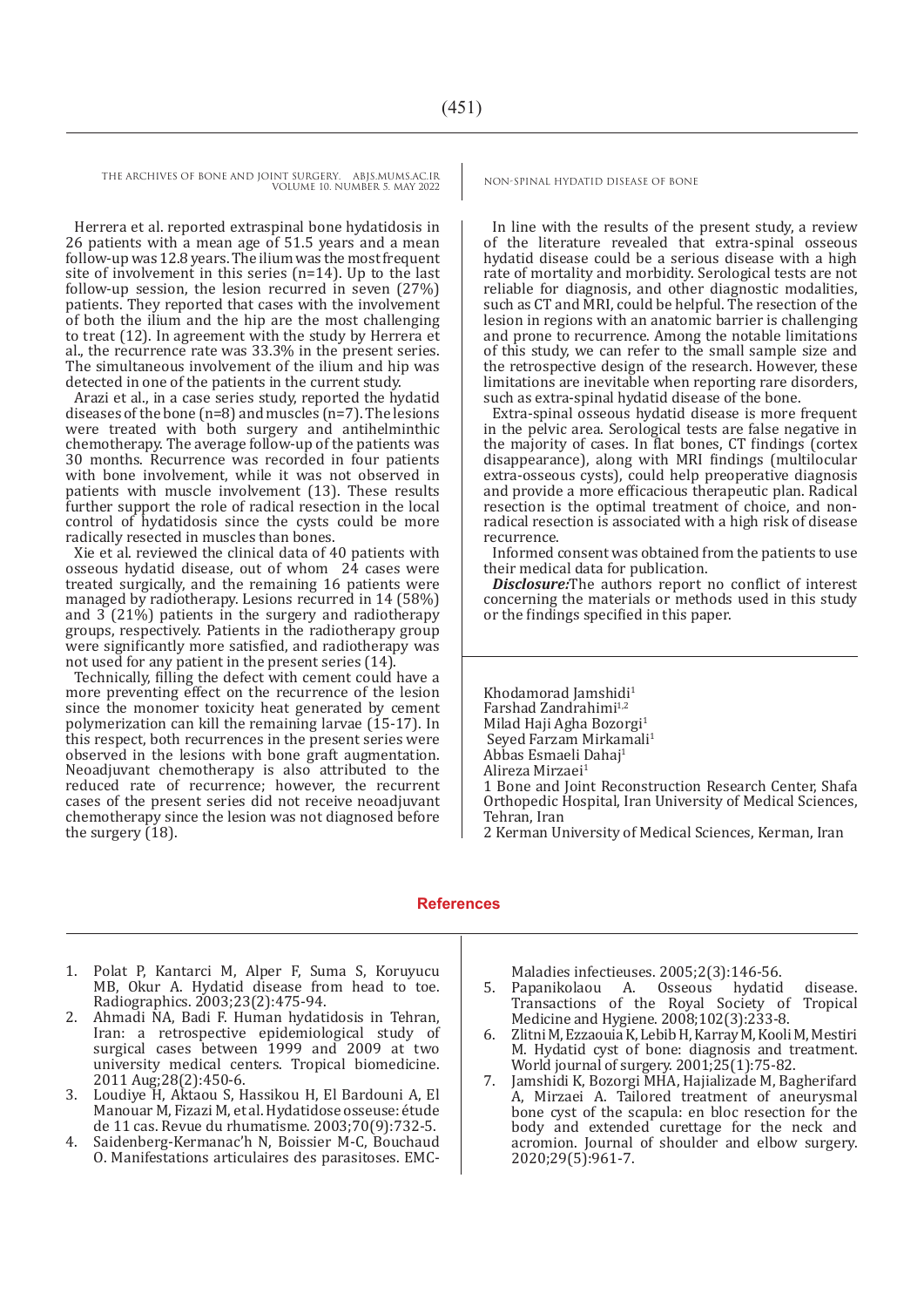Herrera et al. reported extraspinal bone hydatidosis in 26 patients with a mean age of 51.5 years and a mean follow-up was 12.8 years. The ilium was the most frequent site of involvement in this series (n=14). Up to the last follow-up session, the lesion recurred in seven (27%) patients. They reported that cases with the involvement of both the ilium and the hip are the most challenging to treat (12). In agreement with the study by Herrera et al., the recurrence rate was 33.3% in the present series. The simultaneous involvement of the ilium and hip was detected in one of the patients in the current study.

Arazi et al., in a case series study, reported the hydatid diseases of the bone (n=8) and muscles (n=7). The lesions were treated with both surgery and antihelminthic chemotherapy. The average follow-up of the patients was 30 months. Recurrence was recorded in four patients with bone involvement, while it was not observed in patients with muscle involvement (13). These results further support the role of radical resection in the local control of hydatidosis since the cysts could be more radically resected in muscles than bones.

Xie et al. reviewed the clinical data of 40 patients with osseous hydatid disease, out of whom 24 cases were treated surgically, and the remaining 16 patients were managed by radiotherapy. Lesions recurred in 14 (58%) and 3 (21%) patients in the surgery and radiotherapy groups, respectively. Patients in the radiotherapy group were significantly more satisfied, and radiotherapy was not used for any patient in the present series (14).

Technically, filling the defect with cement could have a more preventing effect on the recurrence of the lesion since the monomer toxicity heat generated by cement polymerization can kill the remaining larvae (15-17). In this respect, both recurrences in the present series were observed in the lesions with bone graft augmentation. Neoadjuvant chemotherapy is also attributed to the reduced rate of recurrence; however, the recurrent cases of the present series did not receive neoadjuvant chemotherapy since the lesion was not diagnosed before the surgery (18).

In line with the results of the present study, a review of the literature revealed that extra-spinal osseous hydatid disease could be a serious disease with a high rate of mortality and morbidity. Serological tests are not reliable for diagnosis, and other diagnostic modalities, such as CT and MRI, could be helpful. The resection of the lesion in regions with an anatomic barrier is challenging and prone to recurrence. Among the notable limitations of this study, we can refer to the small sample size and the retrospective design of the research. However, these limitations are inevitable when reporting rare disorders, such as extra-spinal hydatid disease of the bone.

Extra-spinal osseous hydatid disease is more frequent in the pelvic area. Serological tests are false negative in the majority of cases. In flat bones, CT findings (cortex disappearance), along with MRI findings (multilocular extra-osseous cysts), could help preoperative diagnosis and provide a more efficacious therapeutic plan. Radical resection is the optimal treatment of choice, and non-radical resection is associated with a high risk of disease recurrence.

Informed consent was obtained from the patients to use their medical data for publication.

***Disclosure:*** The authors report no conflict of interest concerning the materials or methods used in this study or the findings specified in this paper.

Khodamorad Jamshidi[1]
Farshad Zandrahimi[1,2]
Milad Haji Agha Bozorgi[1]
Seyed Farzam Mirkamali[1]
Abbas Esmaeli Dahaj[1]
Alireza Mirzaei[1]

1 Bone and Joint Reconstruction Research Center, Shafa Orthopedic Hospital, Iran University of Medical Sciences, Tehran, Iran

2 Kerman University of Medical Sciences, Kerman, Iran

## References

1. Polat P, Kantarci M, Alper F, Suma S, Koruyucu MB, Okur A. Hydatid disease from head to toe. Radiographics. 2003;23(2):475-94.
2. Ahmadi NA, Badi F. Human hydatidosis in Tehran, Iran: a retrospective epidemiological study of surgical cases between 1999 and 2009 at two university medical centers. Tropical biomedicine. 2011 Aug;28(2):450-6.
3. Loudiye H, Aktaou S, Hassikou H, El Bardouni A, El Manouar M, Fizazi M, et al. Hydatidose osseuse: étude de 11 cas. Revue du rhumatisme. 2003;70(9):732-5.
4. Saidenberg-Kermanac'h N, Boissier M-C, Bouchaud O. Manifestations articulaires des parasitoses. EMC-Maladies infectieuses. 2005;2(3):146-56.
5. Papanikolaou A. Osseous hydatid disease. Transactions of the Royal Society of Tropical Medicine and Hygiene. 2008;102(3):233-8.
6. Zlitni M, Ezzaouia K, Lebib H, Karray M, Kooli M, Mestiri M. Hydatid cyst of bone: diagnosis and treatment. World journal of surgery. 2001;25(1):75-82.
7. Jamshidi K, Bozorgi MHA, Hajializade M, Bagherifard A, Mirzaei A. Tailored treatment of aneurysmal bone cyst of the scapula: en bloc resection for the body and extended curettage for the neck and acromion. Journal of shoulder and elbow surgery. 2020;29(5):961-7.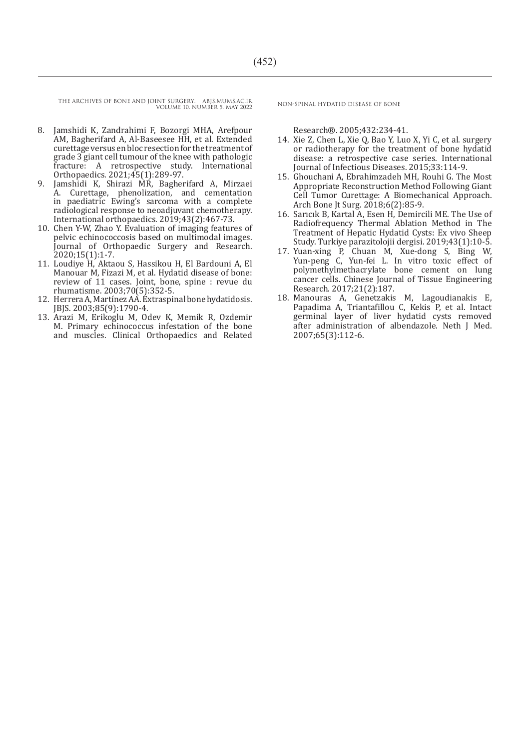8. Jamshidi K, Zandrahimi F, Bozorgi MHA, Arefpour AM, Bagherifard A, Al-Baseesee HH, et al. Extended curettage versus en bloc resection for the treatment of grade 3 giant cell tumour of the knee with pathologic fracture: A retrospective study. International Orthopaedics. 2021;45(1):289-97.
9. Jamshidi K, Shirazi MR, Bagherifard A, Mirzaei A. Curettage, phenolization, and cementation in paediatric Ewing's sarcoma with a complete radiological response to neoadjuvant chemotherapy. International orthopaedics. 2019;43(2):467-73.
10. Chen Y-W, Zhao Y. Evaluation of imaging features of pelvic echinococcosis based on multimodal images. Journal of Orthopaedic Surgery and Research. 2020;15(1):1-7.
11. Loudiye H, Aktaou S, Hassikou H, El Bardouni A, El Manouar M, Fizazi M, et al. Hydatid disease of bone: review of 11 cases. Joint, bone, spine : revue du rhumatisme. 2003;70(5):352-5.
12. Herrera A, Martínez AA. Extraspinal bone hydatidosis. JBJS. 2003;85(9):1790-4.
13. Arazi M, Erikoglu M, Odev K, Memik R, Ozdemir M. Primary echinococcus infestation of the bone and muscles. Clinical Orthopaedics and Related Research®. 2005;432:234-41.
14. Xie Z, Chen L, Xie Q, Bao Y, Luo X, Yi C, et al. surgery or radiotherapy for the treatment of bone hydatid disease: a retrospective case series. International Journal of Infectious Diseases. 2015;33:114-9.
15. Ghouchani A, Ebrahimzadeh MH, Rouhi G. The Most Appropriate Reconstruction Method Following Giant Cell Tumor Curettage: A Biomechanical Approach. Arch Bone Jt Surg. 2018;6(2):85-9.
16. Sarıcık B, Kartal A, Esen H, Demircili ME. The Use of Radiofrequency Thermal Ablation Method in The Treatment of Hepatic Hydatid Cysts: Ex vivo Sheep Study. Turkiye parazitolojii dergisi. 2019;43(1):10-5.
17. Yuan-xing P, Chuan M, Xue-dong S, Bing W, Yun-peng C, Yun-fei L. In vitro toxic effect of polymethylmethacrylate bone cement on lung cancer cells. Chinese Journal of Tissue Engineering Research. 2017;21(2):187.
18. Manouras A, Genetzakis M, Lagoudianakis E, Papadima A, Triantafillou C, Kekis P, et al. Intact germinal layer of liver hydatid cysts removed after administration of albendazole. Neth J Med. 2007;65(3):112-6.